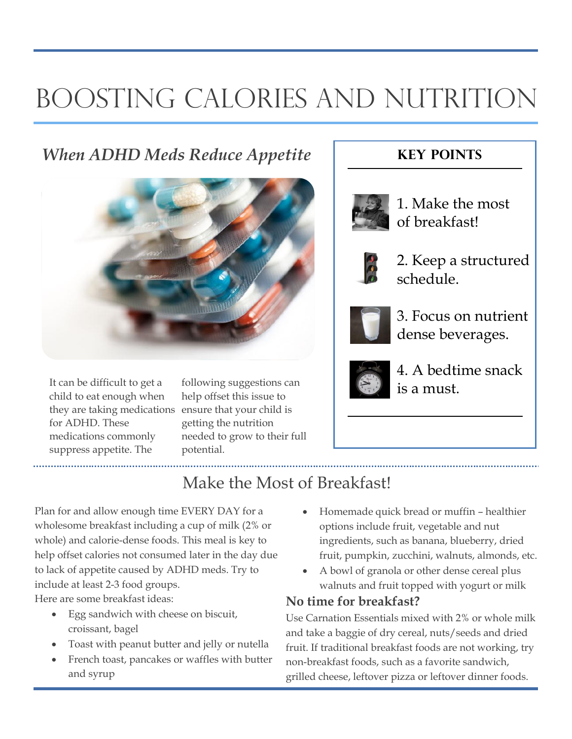# BOOSTING CALORIES AND NUTRITION

## *When ADHD Meds Reduce Appetite*

It can be difficult to get a child to eat enough when they are taking medications for ADHD. These medications commonly suppress appetite. The following suggestions can help offset this issue to ensure that your child is getting the nutrition needed to grow to their full potential.

### KEY POINTS

1. Make the most of breakfast!
2. Keep a structured schedule.
3. Focus on nutrient dense beverages.
4. A bedtime snack is a must.

## Make the Most of Breakfast!

Plan for and allow enough time EVERY DAY for a wholesome breakfast including a cup of milk (2% or whole) and calorie-dense foods. This meal is key to help offset calories not consumed later in the day due to lack of appetite caused by ADHD meds. Try to include at least 2-3 food groups.

Here are some breakfast ideas:

- Egg sandwich with cheese on biscuit, croissant, bagel
- Toast with peanut butter and jelly or nutella
- French toast, pancakes or waffles with butter and syrup
- Homemade quick bread or muffin – healthier options include fruit, vegetable and nut ingredients, such as banana, blueberry, dried fruit, pumpkin, zucchini, walnuts, almonds, etc.
- A bowl of granola or other dense cereal plus walnuts and fruit topped with yogurt or milk

### No time for breakfast?

Use Carnation Essentials mixed with 2% or whole milk and take a baggie of dry cereal, nuts/seeds and dried fruit. If traditional breakfast foods are not working, try non-breakfast foods, such as a favorite sandwich, grilled cheese, leftover pizza or leftover dinner foods.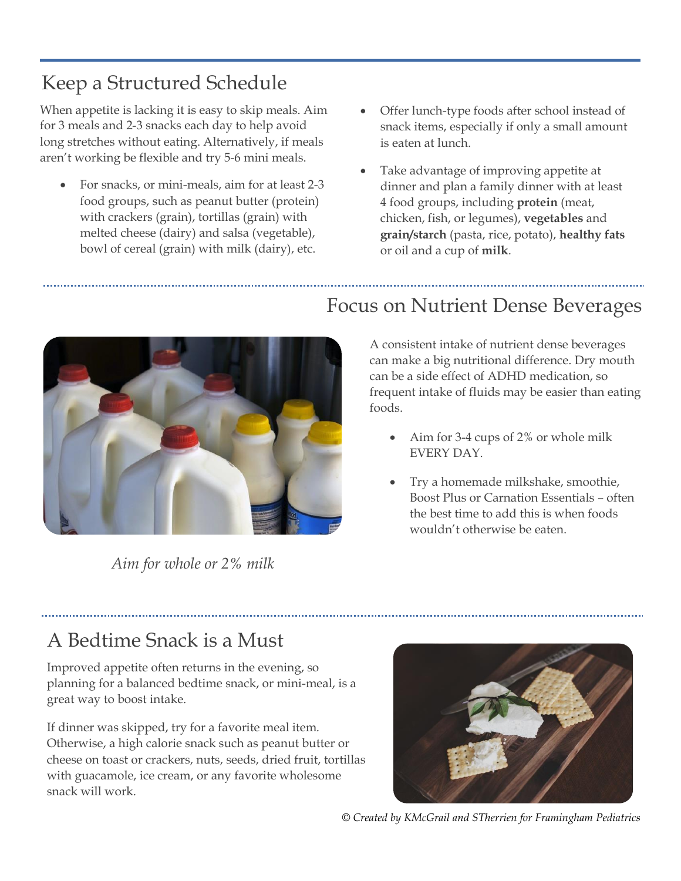## Keep a Structured Schedule

When appetite is lacking it is easy to skip meals. Aim for 3 meals and 2-3 snacks each day to help avoid long stretches without eating. Alternatively, if meals aren't working be flexible and try 5-6 mini meals.

- For snacks, or mini-meals, aim for at least 2-3 food groups, such as peanut butter (protein) with crackers (grain), tortillas (grain) with melted cheese (dairy) and salsa (vegetable), bowl of cereal (grain) with milk (dairy), etc.
- Offer lunch-type foods after school instead of snack items, especially if only a small amount is eaten at lunch.
- Take advantage of improving appetite at dinner and plan a family dinner with at least 4 food groups, including **protein** (meat, chicken, fish, or legumes), **vegetables** and **grain/starch** (pasta, rice, potato), **healthy fats** or oil and a cup of **milk**.

## Focus on Nutrient Dense Beverages

*Aim for whole or 2% milk*

A consistent intake of nutrient dense beverages can make a big nutritional difference. Dry mouth can be a side effect of ADHD medication, so frequent intake of fluids may be easier than eating foods.

- Aim for 3-4 cups of 2% or whole milk EVERY DAY.
- Try a homemade milkshake, smoothie, Boost Plus or Carnation Essentials – often the best time to add this is when foods wouldn't otherwise be eaten.

## A Bedtime Snack is a Must

Improved appetite often returns in the evening, so planning for a balanced bedtime snack, or mini-meal, is a great way to boost intake.

If dinner was skipped, try for a favorite meal item. Otherwise, a high calorie snack such as peanut butter or cheese on toast or crackers, nuts, seeds, dried fruit, tortillas with guacamole, ice cream, or any favorite wholesome snack will work.

*© Created by KMcGrail and STherrien for Framingham Pediatrics*